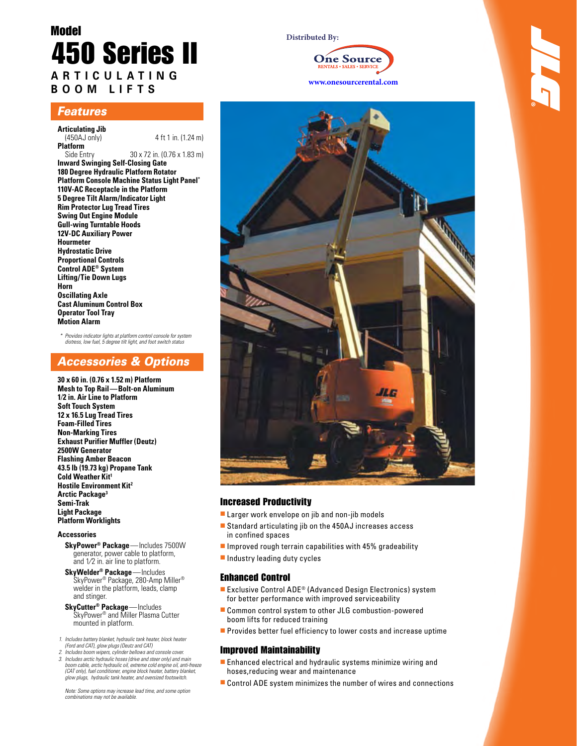# Model 450 Series II

## ARTICULATING BOOM LIFTS

Distributed By:

One Source
RENTALS • SALES • SERVICE
www.onesourcerental.com

## Features

**Articulating Jib**
(450AJ only) 4 ft 1 in. (1.24 m)

**Platform**
Side Entry 30 x 72 in. (0.76 x 1.83 m)

**Inward Swinging Self-Closing Gate**
**180 Degree Hydraulic Platform Rotator**
**Platform Console Machine Status Light Panel***
**110V-AC Receptacle in the Platform**
**5 Degree Tilt Alarm/Indicator Light**
**Rim Protector Lug Tread Tires**
**Swing Out Engine Module**
**Gull-wing Turntable Hoods**
**12V-DC Auxiliary Power**
**Hourmeter**
**Hydrostatic Drive**
**Proportional Controls**
**Control ADE® System**
**Lifting/Tie Down Lugs**
**Horn**
**Oscillating Axle**
**Cast Aluminum Control Box**
**Operator Tool Tray**
**Motion Alarm**

*\* Provides indicator lights at platform control console for system distress, low fuel, 5 degree tilt light, and foot switch status*

## Accessories & Options

**30 x 60 in. (0.76 x 1.52 m) Platform**
**Mesh to Top Rail—Bolt-on Aluminum**
**1/2 in. Air Line to Platform**
**Soft Touch System**
**12 x 16.5 Lug Tread Tires**
**Foam-Filled Tires**
**Non-Marking Tires**
**Exhaust Purifier Muffler (Deutz)**
**2500W Generator**
**Flashing Amber Beacon**
**43.5 lb (19.73 kg) Propane Tank**
**Cold Weather Kit[1]**
**Hostile Environment Kit[2]**
**Arctic Package[3]**
**Semi-Trak**
**Light Package**
**Platform Worklights**

**Accessories**

**SkyPower® Package**—Includes 7500W generator, power cable to platform, and 1⁄2 in. air line to platform.

**SkyWelder® Package**—Includes SkyPower® Package, 280-Amp Miller® welder in the platform, leads, clamp and stinger.

**SkyCutter® Package**—Includes SkyPower® and Miller Plasma Cutter mounted in platform.

*1. Includes battery blanket, hydraulic tank heater, block heater (Ford and CAT), glow plugs (Deutz and CAT)*
*2. Includes boom wipers, cylinder bellows and console cover.*
*3. Includes arctic hydraulic hoses (drive and steer only) and main boom cable, arctic hydraulic oil, extreme cold engine oil, anti-freeze (CAT only), fuel conditioner, engine block heater, battery blanket, glow plugs, hydraulic tank heater, and oversized footswitch.*

*Note: Some options may increase lead time, and some option combinations may not be available.*

## Increased Productivity

- Larger work envelope on jib and non-jib models
- Standard articulating jib on the 450AJ increases access in confined spaces
- Improved rough terrain capabilities with 45% gradeability
- Industry leading duty cycles

## Enhanced Control

- Exclusive Control ADE® (Advanced Design Electronics) system for better performance with improved serviceability
- Common control system to other JLG combustion-powered boom lifts for reduced training
- Provides better fuel efficiency to lower costs and increase uptime

## Improved Maintainability

- Enhanced electrical and hydraulic systems minimize wiring and hoses,reducing wear and maintenance
- Control ADE system minimizes the number of wires and connections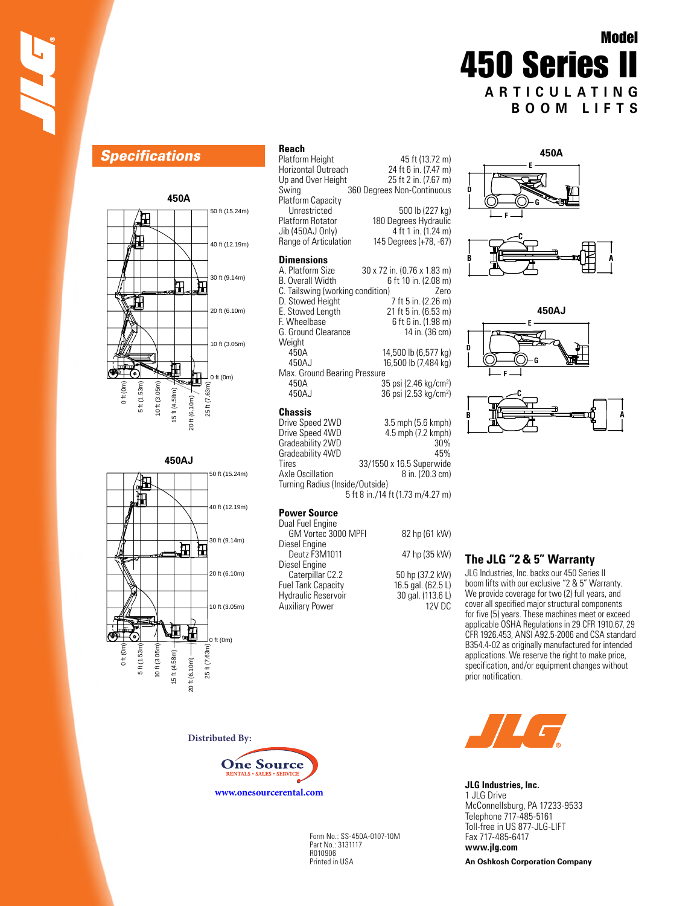# Model 450 Series II

ARTICULATING BOOM LIFTS

## Specifications

450A

50 ft (15.24m)
40 ft (12.19m)
30 ft (9.14m)
20 ft (6.10m)
10 ft (3.05m)
0 ft (0m)
0 ft (0m)
5 ft (1.53m)
10 ft (3.05m)
15 ft (4.58m)
20 ft (6.10m)
25 ft (7.63m)

450AJ

50 ft (15.24m)
40 ft (12.19m)
30 ft (9.14m)
20 ft (6.10m)
10 ft (3.05m)
0 ft (0m)
0 ft (0m)
5 ft (1.53m)
10 ft (3.05m)
15 ft (4.58m)
20 ft (6.10m)
25 ft (7.63m)

### Reach

| | |
|---|---|
| Platform Height | 45 ft (13.72 m) |
| Horizontal Outreach | 24 ft 6 in. (7.47 m) |
| Up and Over Height | 25 ft 2 in. (7.67 m) |
| Swing | 360 Degrees Non-Continuous |
| Platform Capacity | |
| Unrestricted | 500 lb (227 kg) |
| Platform Rotator | 180 Degrees Hydraulic |
| Jib (450AJ Only) | 4 ft 1 in. (1.24 m) |
| Range of Articulation | 145 Degrees (+78, -67) |

### Dimensions

| | |
|---|---|
| A. Platform Size | 30 x 72 in. (0.76 x 1.83 m) |
| B. Overall Width | 6 ft 10 in. (2.08 m) |
| C. Tailswing (working condition) | Zero |
| D. Stowed Height | 7 ft 5 in. (2.26 m) |
| E. Stowed Length | 21 ft 5 in. (6.53 m) |
| F. Wheelbase | 6 ft 6 in. (1.98 m) |
| G. Ground Clearance | 14 in. (36 cm) |
| Weight | |
| 450A | 14,500 lb (6,577 kg) |
| 450AJ | 16,500 lb (7,484 kg) |
| Max. Ground Bearing Pressure | |
| 450A | 35 psi (2.46 kg/cm$^2$) |
| 450AJ | 36 psi (2.53 kg/cm$^2$) |

### Chassis

| | |
|---|---|
| Drive Speed 2WD | 3.5 mph (5.6 kmph) |
| Drive Speed 4WD | 4.5 mph (7.2 kmph) |
| Gradeability 2WD | 30% |
| Gradeability 4WD | 45% |
| Tires | 33/1550 x 16.5 Superwide |
| Axle Oscillation | 8 in. (20.3 cm) |
| Turning Radius (Inside/Outside) | 5 ft 8 in./14 ft (1.73 m/4.27 m) |

### Power Source

| | |
|---|---|
| Dual Fuel Engine | |
| GM Vortec 3000 MPFI | 82 hp (61 kW) |
| Diesel Engine | |
| Deutz F3M1011 | 47 hp (35 kW) |
| Diesel Engine | |
| Caterpillar C2.2 | 50 hp (37.2 kW) |
| Fuel Tank Capacity | 16.5 gal. (62.5 L) |
| Hydraulic Reservoir | 30 gal. (113.6 L) |
| Auxiliary Power | 12V DC |

450A

450AJ

### The JLG "2 & 5" Warranty

JLG Industries, Inc. backs our 450 Series II boom lifts with our exclusive "2 & 5" Warranty. We provide coverage for two (2) full years, and cover all specified major structural components for five (5) years. These machines meet or exceed applicable OSHA Regulations in 29 CFR 1910.67, 29 CFR 1926.453, ANSI A92.5-2006 and CSA standard B354.4-02 as originally manufactured for intended applications. We reserve the right to make price, specification, and/or equipment changes without prior notification.

Distributed By:

One Source
RENTALS • SALES • SERVICE
www.onesourcerental.com

Form No.: SS-450A-0107-10M
Part No.: 3131117
R010906
Printed in USA

**JLG Industries, Inc.**
1 JLG Drive
McConnellsburg, PA 17233-9533
Telephone 717-485-5161
Toll-free in US 877-JLG-LIFT
Fax 717-485-6417
**www.jlg.com**

**An Oshkosh Corporation Company**